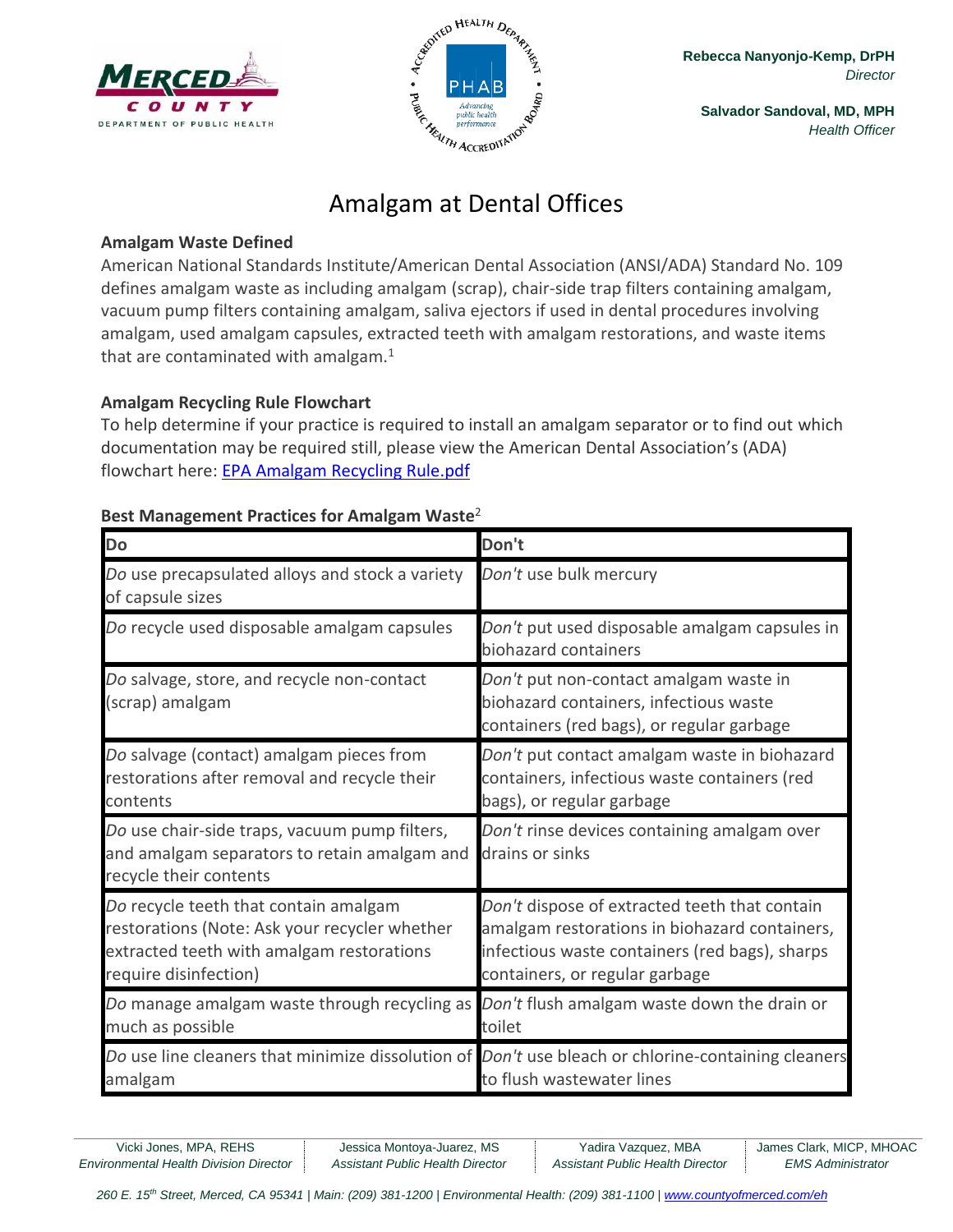**Merced County Department of Public Health**

**Rebecca Nanyonjo-Kemp, DrPH**
*Director*

**Salvador Sandoval, MD, MPH**
*Health Officer*

# Amalgam at Dental Offices

## Amalgam Waste Defined

American National Standards Institute/American Dental Association (ANSI/ADA) Standard No. 109 defines amalgam waste as including amalgam (scrap), chair-side trap filters containing amalgam, vacuum pump filters containing amalgam, saliva ejectors if used in dental procedures involving amalgam, used amalgam capsules, extracted teeth with amalgam restorations, and waste items that are contaminated with amalgam.[1]

## Amalgam Recycling Rule Flowchart

To help determine if your practice is required to install an amalgam separator or to find out which documentation may be required still, please view the American Dental Association's (ADA) flowchart here: [EPA Amalgam Recycling Rule.pdf]

## Best Management Practices for Amalgam Waste[2]

| Do | Don't |
|---|---|
| *Do* use precapsulated alloys and stock a variety of capsule sizes | *Don't* use bulk mercury |
| *Do* recycle used disposable amalgam capsules | *Don't* put used disposable amalgam capsules in biohazard containers |
| *Do* salvage, store, and recycle non-contact (scrap) amalgam | *Don't* put non-contact amalgam waste in biohazard containers, infectious waste containers (red bags), or regular garbage |
| *Do* salvage (contact) amalgam pieces from restorations after removal and recycle their contents | *Don't* put contact amalgam waste in biohazard containers, infectious waste containers (red bags), or regular garbage |
| *Do* use chair-side traps, vacuum pump filters, and amalgam separators to retain amalgam and recycle their contents | *Don't* rinse devices containing amalgam over drains or sinks |
| *Do* recycle teeth that contain amalgam restorations (Note: Ask your recycler whether extracted teeth with amalgam restorations require disinfection) | *Don't* dispose of extracted teeth that contain amalgam restorations in biohazard containers, infectious waste containers (red bags), sharps containers, or regular garbage |
| *Do* manage amalgam waste through recycling as much as possible | *Don't* flush amalgam waste down the drain or toilet |
| *Do* use line cleaners that minimize dissolution of amalgam | *Don't* use bleach or chlorine-containing cleaners to flush wastewater lines |

Vicki Jones, MPA, REHS — *Environmental Health Division Director* | Jessica Montoya-Juarez, MS — *Assistant Public Health Director* | Yadira Vazquez, MBA — *Assistant Public Health Director* | James Clark, MICP, MHOAC — *EMS Administrator*

*260 E. 15th Street, Merced, CA 95341 | Main: (209) 381-1200 | Environmental Health: (209) 381-1100 | www.countyofmerced.com/eh*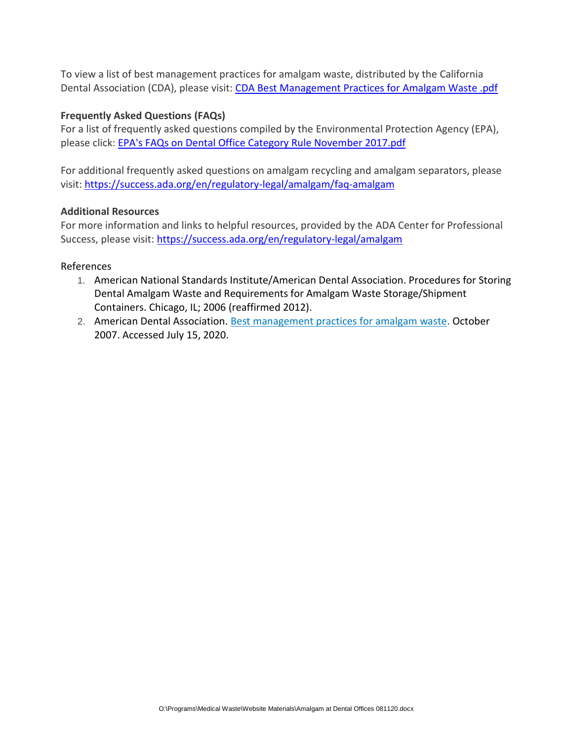To view a list of best management practices for amalgam waste, distributed by the California Dental Association (CDA), please visit: [CDA Best Management Practices for Amalgam Waste .pdf]()

**Frequently Asked Questions (FAQs)**

For a list of frequently asked questions compiled by the Environmental Protection Agency (EPA), please click: [EPA's FAQs on Dental Office Category Rule November 2017.pdf]()

For additional frequently asked questions on amalgam recycling and amalgam separators, please visit: [https://success.ada.org/en/regulatory-legal/amalgam/faq-amalgam](https://success.ada.org/en/regulatory-legal/amalgam/faq-amalgam)

**Additional Resources**

For more information and links to helpful resources, provided by the ADA Center for Professional Success, please visit: [https://success.ada.org/en/regulatory-legal/amalgam](https://success.ada.org/en/regulatory-legal/amalgam)

References

1. American National Standards Institute/American Dental Association. Procedures for Storing Dental Amalgam Waste and Requirements for Amalgam Waste Storage/Shipment Containers. Chicago, IL; 2006 (reaffirmed 2012).
2. American Dental Association. [Best management practices for amalgam waste](). October 2007. Accessed July 15, 2020.

O:\Programs\Medical Waste\Website Materials\Amalgam at Dental Offices 081120.docx